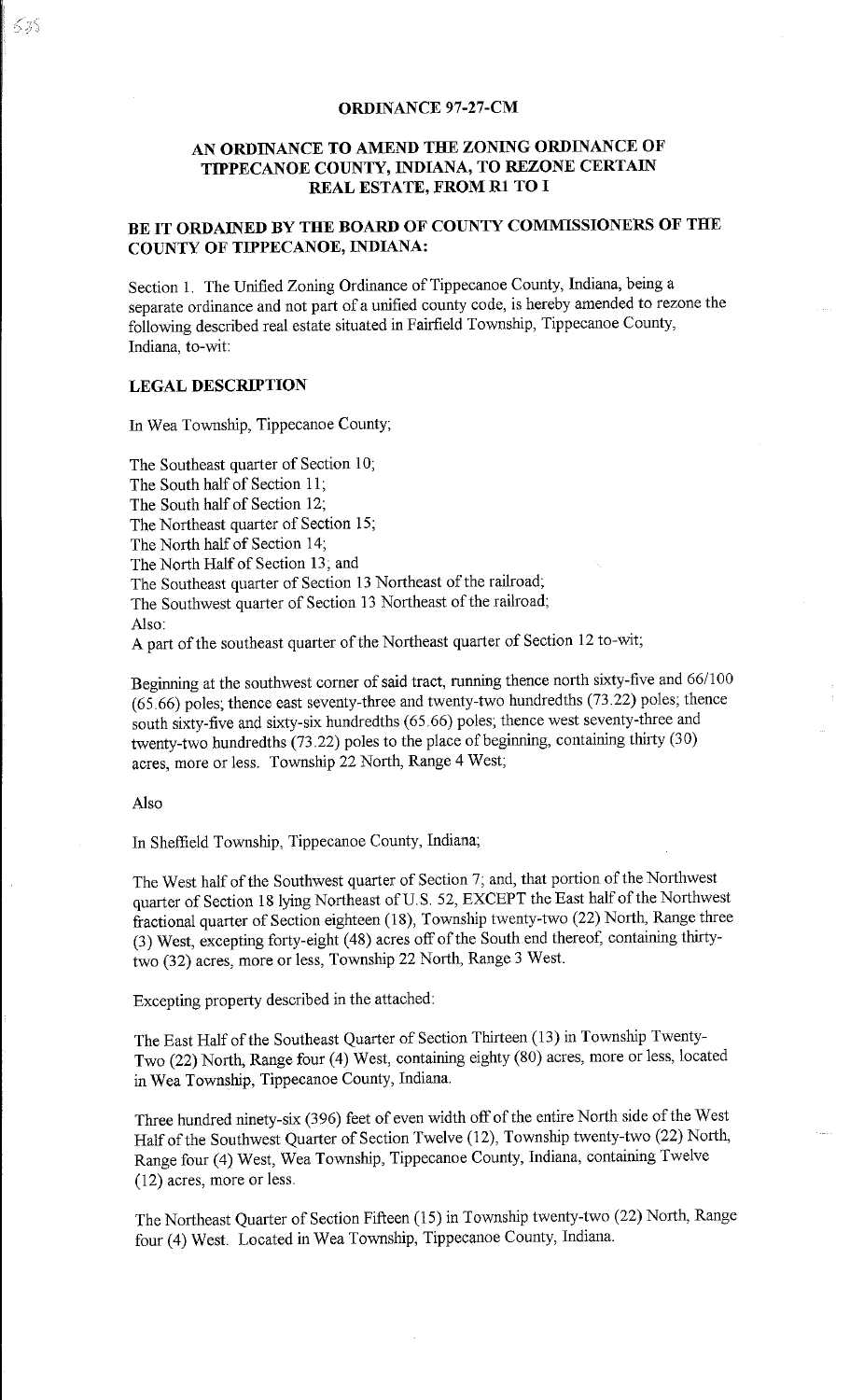## ORDINANCE 97-27-CM

## AN ORDINANCE TO AMEND THE ZONING ORDINANCE OF TIPPECANOE COUNTY, INDIANA, TO REZONE CERTAIN REAL ESTATE, FROM R1 TO I

### BE IT ORDAINED BY THE BOARD OF COUNTY COMMISSIONERS OF THE COUNTY OF TIPPECANOE, INDIANA:

Section 1. The Unified Zoning Ordinance of Tippecanoe County, Indiana, being a separate ordinance and not part of a unified county code, is hereby amended to rezone the following described real estate situated in Fairfield Township, Tippecanoe County, Indiana, to-wit:

### LEGAL DESCRIPTION

In Wea Township, Tippecanoe County;

The Southeast quarter of Section 10;
The South half of Section 11;
The South half of Section 12;
The Northeast quarter of Section 15;
The North half of Section 14;
The North Half of Section 13; and
The Southeast quarter of Section 13 Northeast of the railroad;
The Southwest quarter of Section 13 Northeast of the railroad;
Also:
A part of the southeast quarter of the Northeast quarter of Section 12 to-wit;

Beginning at the southwest corner of said tract, running thence north sixty-five and 66/100 (65.66) poles; thence east seventy-three and twenty-two hundredths (73.22) poles; thence south sixty-five and sixty-six hundredths (65.66) poles; thence west seventy-three and twenty-two hundredths (73.22) poles to the place of beginning, containing thirty (30) acres, more or less. Township 22 North, Range 4 West;

Also

In Sheffield Township, Tippecanoe County, Indiana;

The West half of the Southwest quarter of Section 7; and, that portion of the Northwest quarter of Section 18 lying Northeast of U.S. 52, EXCEPT the East half of the Northwest fractional quarter of Section eighteen (18), Township twenty-two (22) North, Range three (3) West, excepting forty-eight (48) acres off of the South end thereof, containing thirty-two (32) acres, more or less, Township 22 North, Range 3 West.

Excepting property described in the attached:

The East Half of the Southeast Quarter of Section Thirteen (13) in Township Twenty-Two (22) North, Range four (4) West, containing eighty (80) acres, more or less, located in Wea Township, Tippecanoe County, Indiana.

Three hundred ninety-six (396) feet of even width off of the entire North side of the West Half of the Southwest Quarter of Section Twelve (12), Township twenty-two (22) North, Range four (4) West, Wea Township, Tippecanoe County, Indiana, containing Twelve (12) acres, more or less.

The Northeast Quarter of Section Fifteen (15) in Township twenty-two (22) North, Range four (4) West. Located in Wea Township, Tippecanoe County, Indiana.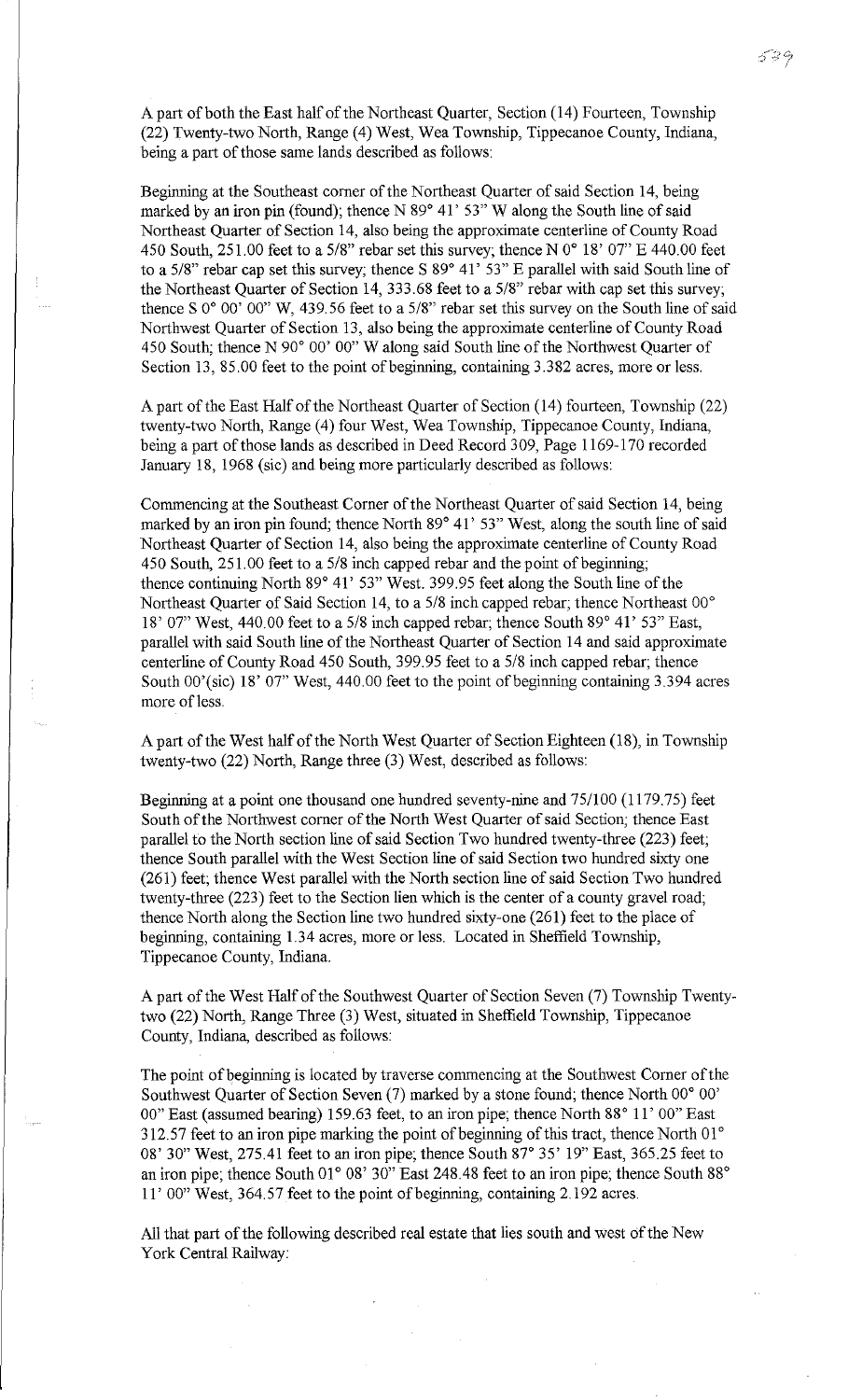A part of both the East half of the Northeast Quarter, Section (14) Fourteen, Township (22) Twenty-two North, Range (4) West, Wea Township, Tippecanoe County, Indiana, being a part of those same lands described as follows:

Beginning at the Southeast corner of the Northeast Quarter of said Section 14, being marked by an iron pin (found); thence N 89° 41' 53" W along the South line of said Northeast Quarter of Section 14, also being the approximate centerline of County Road 450 South, 251.00 feet to a 5/8" rebar set this survey; thence N 0° 18' 07" E 440.00 feet to a 5/8" rebar cap set this survey; thence S 89° 41' 53" E parallel with said South line of the Northeast Quarter of Section 14, 333.68 feet to a 5/8" rebar with cap set this survey; thence S 0° 00' 00" W, 439.56 feet to a 5/8" rebar set this survey on the South line of said Northwest Quarter of Section 13, also being the approximate centerline of County Road 450 South; thence N 90° 00' 00" W along said South line of the Northwest Quarter of Section 13, 85.00 feet to the point of beginning, containing 3.382 acres, more or less.

A part of the East Half of the Northeast Quarter of Section (14) fourteen, Township (22) twenty-two North, Range (4) four West, Wea Township, Tippecanoe County, Indiana, being a part of those lands as described in Deed Record 309, Page 1169-170 recorded January 18, 1968 (sic) and being more particularly described as follows:

Commencing at the Southeast Corner of the Northeast Quarter of said Section 14, being marked by an iron pin found; thence North 89° 41' 53" West, along the south line of said Northeast Quarter of Section 14, also being the approximate centerline of County Road 450 South, 251.00 feet to a 5/8 inch capped rebar and the point of beginning; thence continuing North 89° 41' 53" West. 399.95 feet along the South line of the Northeast Quarter of Said Section 14, to a 5/8 inch capped rebar; thence Northeast 00° 18' 07" West, 440.00 feet to a 5/8 inch capped rebar; thence South 89° 41' 53" East, parallel with said South line of the Northeast Quarter of Section 14 and said approximate centerline of County Road 450 South, 399.95 feet to a 5/8 inch capped rebar; thence South 00'(sic) 18' 07" West, 440.00 feet to the point of beginning containing 3.394 acres more of less.

A part of the West half of the North West Quarter of Section Eighteen (18), in Township twenty-two (22) North, Range three (3) West, described as follows:

Beginning at a point one thousand one hundred seventy-nine and 75/100 (1179.75) feet South of the Northwest corner of the North West Quarter of said Section; thence East parallel to the North section line of said Section Two hundred twenty-three (223) feet; thence South parallel with the West Section line of said Section two hundred sixty one (261) feet; thence West parallel with the North section line of said Section Two hundred twenty-three (223) feet to the Section lien which is the center of a county gravel road; thence North along the Section line two hundred sixty-one (261) feet to the place of beginning, containing 1.34 acres, more or less. Located in Sheffield Township, Tippecanoe County, Indiana.

A part of the West Half of the Southwest Quarter of Section Seven (7) Township Twenty-two (22) North, Range Three (3) West, situated in Sheffield Township, Tippecanoe County, Indiana, described as follows:

The point of beginning is located by traverse commencing at the Southwest Corner of the Southwest Quarter of Section Seven (7) marked by a stone found; thence North 00° 00' 00" East (assumed bearing) 159.63 feet, to an iron pipe; thence North 88° 11' 00" East 312.57 feet to an iron pipe marking the point of beginning of this tract, thence North 01° 08' 30" West, 275.41 feet to an iron pipe; thence South 87° 35' 19" East, 365.25 feet to an iron pipe; thence South 01° 08' 30" East 248.48 feet to an iron pipe; thence South 88° 11' 00" West, 364.57 feet to the point of beginning, containing 2.192 acres.

All that part of the following described real estate that lies south and west of the New York Central Railway: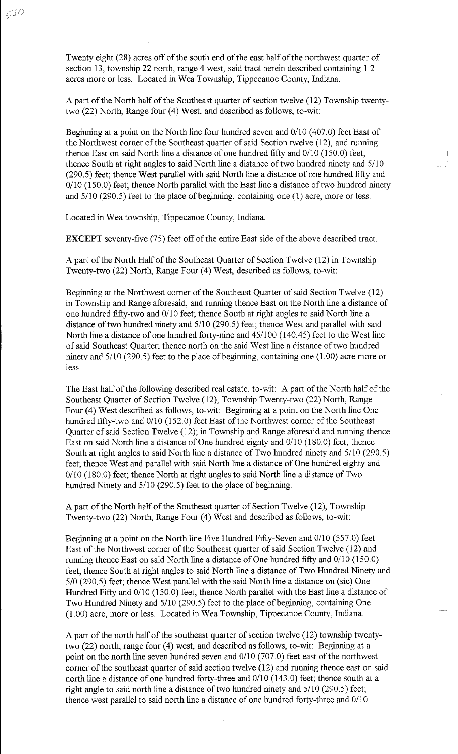Twenty eight (28) acres off of the south end of the east half of the northwest quarter of section 13, township 22 north, range 4 west, said tract herein described containing 1.2 acres more or less. Located in Wea Township, Tippecanoe County, Indiana.

A part of the North half of the Southeast quarter of section twelve (12) Township twenty-two (22) North, Range four (4) West, and described as follows, to-wit:

Beginning at a point on the North line four hundred seven and 0/10 (407.0) feet East of the Northwest corner of the Southeast quarter of said Section twelve (12), and running thence East on said North line a distance of one hundred fifty and 0/10 (150.0) feet; thence South at right angles to said North line a distance of two hundred ninety and 5/10 (290.5) feet; thence West parallel with said North line a distance of one hundred fifty and 0/10 (150.0) feet; thence North parallel with the East line a distance of two hundred ninety and 5/10 (290.5) feet to the place of beginning, containing one (1) acre, more or less.

Located in Wea township, Tippecanoe County, Indiana.

**EXCEPT** seventy-five (75) feet off of the entire East side of the above described tract.

A part of the North Half of the Southeast Quarter of Section Twelve (12) in Township Twenty-two (22) North, Range Four (4) West, described as follows, to-wit:

Beginning at the Northwest corner of the Southeast Quarter of said Section Twelve (12) in Township and Range aforesaid, and running thence East on the North line a distance of one hundred fifty-two and 0/10 feet; thence South at right angles to said North line a distance of two hundred ninety and 5/10 (290.5) feet; thence West and parallel with said North line a distance of one hundred forty-nine and 45/100 (140.45) feet to the West line of said Southeast Quarter; thence north on the said West line a distance of two hundred ninety and 5/10 (290.5) feet to the place of beginning, containing one (1.00) acre more or less.

The East half of the following described real estate, to-wit: A part of the North half of the Southeast Quarter of Section Twelve (12), Township Twenty-two (22) North, Range Four (4) West described as follows, to-wit: Beginning at a point on the North line One hundred fifty-two and 0/10 (152.0) feet East of the Northwest corner of the Southeast Quarter of said Section Twelve (12); in Township and Range aforesaid and running thence East on said North line a distance of One hundred eighty and 0/10 (180.0) feet; thence South at right angles to said North line a distance of Two hundred ninety and 5/10 (290.5) feet; thence West and parallel with said North line a distance of One hundred eighty and 0/10 (180.0) feet; thence North at right angles to said North line a distance of Two hundred Ninety and 5/10 (290.5) feet to the place of beginning.

A part of the North half of the Southeast quarter of Section Twelve (12), Township Twenty-two (22) North, Range Four (4) West and described as follows, to-wit:

Beginning at a point on the North line Five Hundred Fifty-Seven and 0/10 (557.0) feet East of the Northwest corner of the Southeast quarter of said Section Twelve (12) and running thence East on said North line a distance of One hundred fifty and 0/10 (150.0) feet; thence South at right angles to said North line a distance of Two Hundred Ninety and 5/0 (290.5) feet; thence West parallel with the said North line a distance on (sic) One Hundred Fifty and 0/10 (150.0) feet; thence North parallel with the East line a distance of Two Hundred Ninety and 5/10 (290.5) feet to the place of beginning, containing One (1.00) acre, more or less. Located in Wea Township, Tippecanoe County, Indiana.

A part of the north half of the southeast quarter of section twelve (12) township twenty-two (22) north, range four (4) west, and described as follows, to-wit: Beginning at a point on the north line seven hundred seven and 0/10 (707.0) feet east of the northwest corner of the southeast quarter of said section twelve (12) and running thence east on said north line a distance of one hundred forty-three and 0/10 (143.0) feet; thence south at a right angle to said north line a distance of two hundred ninety and 5/10 (290.5) feet; thence west parallel to said north line a distance of one hundred forty-three and 0/10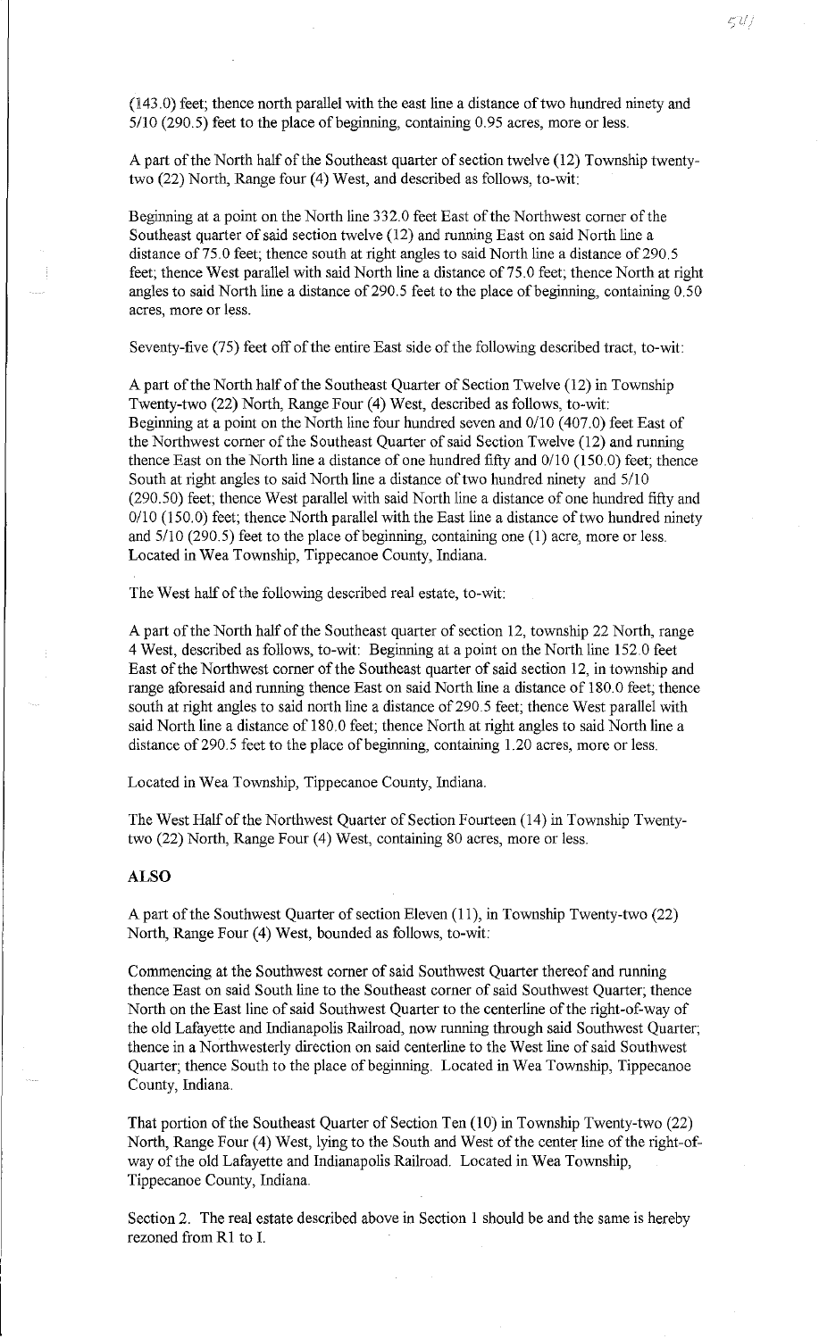(143.0) feet; thence north parallel with the east line a distance of two hundred ninety and 5/10 (290.5) feet to the place of beginning, containing 0.95 acres, more or less.

A part of the North half of the Southeast quarter of section twelve (12) Township twenty-two (22) North, Range four (4) West, and described as follows, to-wit:

Beginning at a point on the North line 332.0 feet East of the Northwest corner of the Southeast quarter of said section twelve (12) and running East on said North line a distance of 75.0 feet; thence south at right angles to said North line a distance of 290.5 feet; thence West parallel with said North line a distance of 75.0 feet; thence North at right angles to said North line a distance of 290.5 feet to the place of beginning, containing 0.50 acres, more or less.

Seventy-five (75) feet off of the entire East side of the following described tract, to-wit:

A part of the North half of the Southeast Quarter of Section Twelve (12) in Township Twenty-two (22) North, Range Four (4) West, described as follows, to-wit:
Beginning at a point on the North line four hundred seven and 0/10 (407.0) feet East of the Northwest corner of the Southeast Quarter of said Section Twelve (12) and running thence East on the North line a distance of one hundred fifty and 0/10 (150.0) feet; thence South at right angles to said North line a distance of two hundred ninety and 5/10 (290.50) feet; thence West parallel with said North line a distance of one hundred fifty and 0/10 (150.0) feet; thence North parallel with the East line a distance of two hundred ninety and 5/10 (290.5) feet to the place of beginning, containing one (1) acre, more or less. Located in Wea Township, Tippecanoe County, Indiana.

The West half of the following described real estate, to-wit:

A part of the North half of the Southeast quarter of section 12, township 22 North, range 4 West, described as follows, to-wit: Beginning at a point on the North line 152.0 feet East of the Northwest corner of the Southeast quarter of said section 12, in township and range aforesaid and running thence East on said North line a distance of 180.0 feet; thence south at right angles to said North line a distance of 290.5 feet; thence West parallel with said North line a distance of 180.0 feet; thence North at right angles to said North line a distance of 290.5 feet to the place of beginning, containing 1.20 acres, more or less.

Located in Wea Township, Tippecanoe County, Indiana.

The West Half of the Northwest Quarter of Section Fourteen (14) in Township Twenty-two (22) North, Range Four (4) West, containing 80 acres, more or less.

**ALSO**

A part of the Southwest Quarter of section Eleven (11), in Township Twenty-two (22) North, Range Four (4) West, bounded as follows, to-wit:

Commencing at the Southwest corner of said Southwest Quarter thereof and running thence East on said South line to the Southeast corner of said Southwest Quarter; thence North on the East line of said Southwest Quarter to the centerline of the right-of-way of the old Lafayette and Indianapolis Railroad, now running through said Southwest Quarter; thence in a Northwesterly direction on said centerline to the West line of said Southwest Quarter; thence South to the place of beginning. Located in Wea Township, Tippecanoe County, Indiana.

That portion of the Southeast Quarter of Section Ten (10) in Township Twenty-two (22) North, Range Four (4) West, lying to the South and West of the center line of the right-of-way of the old Lafayette and Indianapolis Railroad. Located in Wea Township, Tippecanoe County, Indiana.

Section 2. The real estate described above in Section 1 should be and the same is hereby rezoned from R1 to I.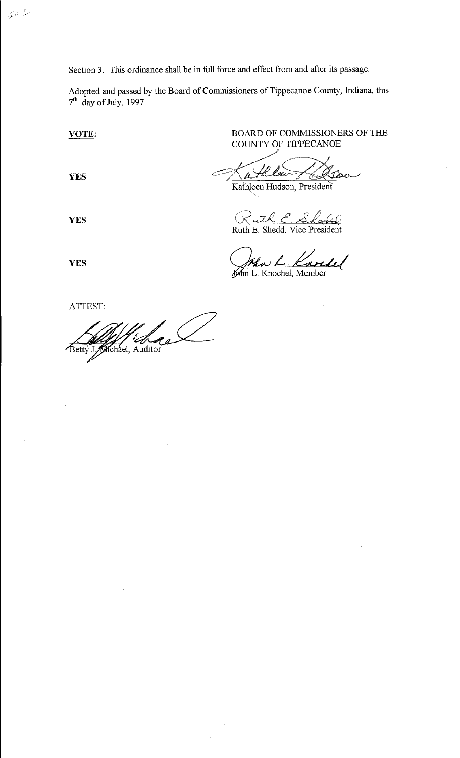Section 3. This ordinance shall be in full force and effect from and after its passage.

Adopted and passed by the Board of Commissioners of Tippecanoe County, Indiana, this 7th day of July, 1997.

**VOTE:**

BOARD OF COMMISSIONERS OF THE COUNTY OF TIPPECANOE

YES

Kathleen Hudson, President

YES

Ruth E. Shedd, Vice President

YES

John L. Knochel, Member

ATTEST:

Betty J. Michael, Auditor